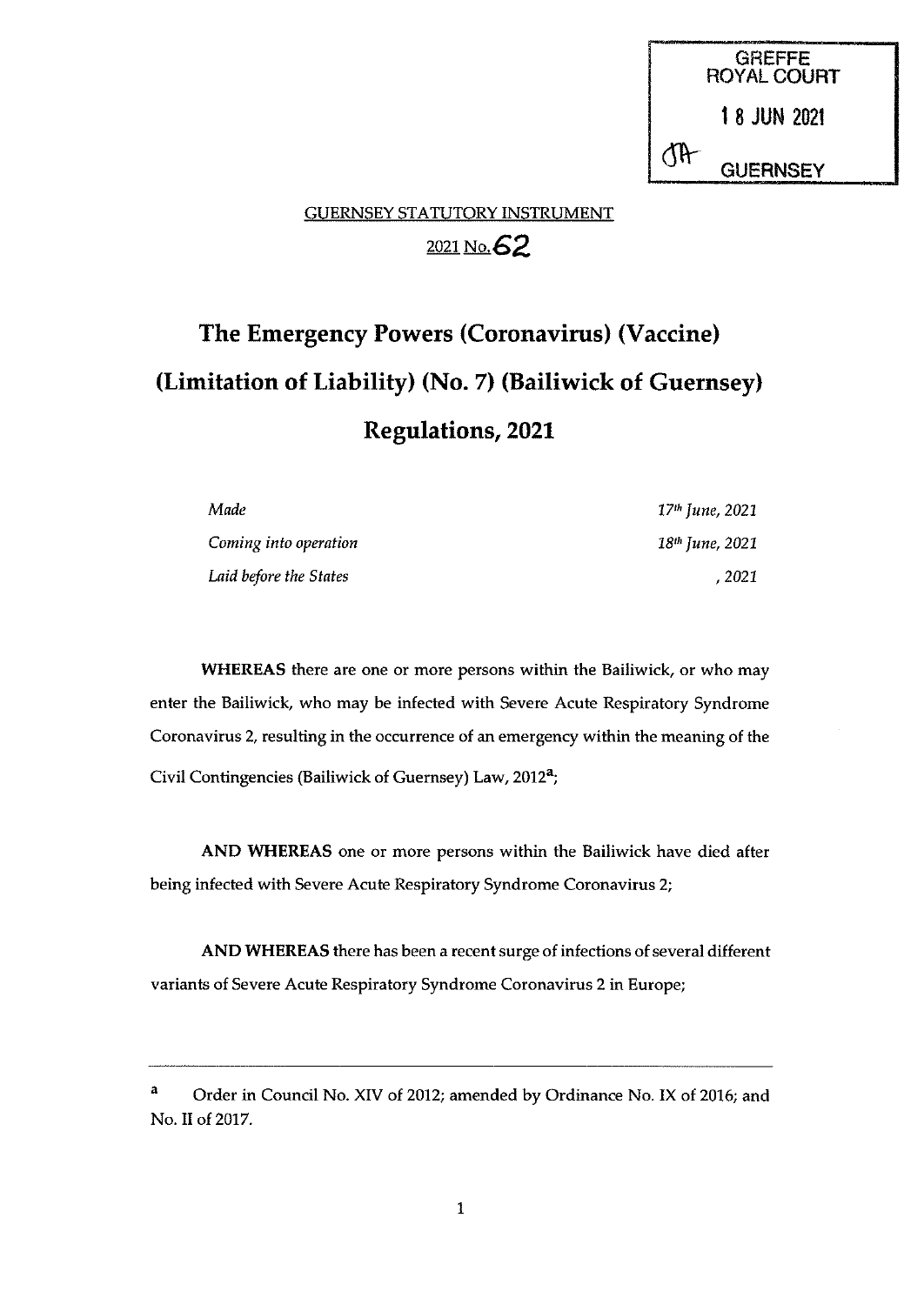GREFFE
ROYAL COURT

18 JUN 2021

GUERNSEY

GUERNSEY STATUTORY INSTRUMENT

2021 No. 62

# The Emergency Powers (Coronavirus) (Vaccine) (Limitation of Liability) (No. 7) (Bailiwick of Guernsey) Regulations, 2021

| | |
|---|---|
| *Made* | *17th June, 2021* |
| *Coming into operation* | *18th June, 2021* |
| *Laid before the States* | *, 2021* |

**WHEREAS** there are one or more persons within the Bailiwick, or who may enter the Bailiwick, who may be infected with Severe Acute Respiratory Syndrome Coronavirus 2, resulting in the occurrence of an emergency within the meaning of the Civil Contingencies (Bailiwick of Guernsey) Law, 2012[a];

**AND WHEREAS** one or more persons within the Bailiwick have died after being infected with Severe Acute Respiratory Syndrome Coronavirus 2;

**AND WHEREAS** there has been a recent surge of infections of several different variants of Severe Acute Respiratory Syndrome Coronavirus 2 in Europe;

---

[a] Order in Council No. XIV of 2012; amended by Ordinance No. IX of 2016; and No. II of 2017.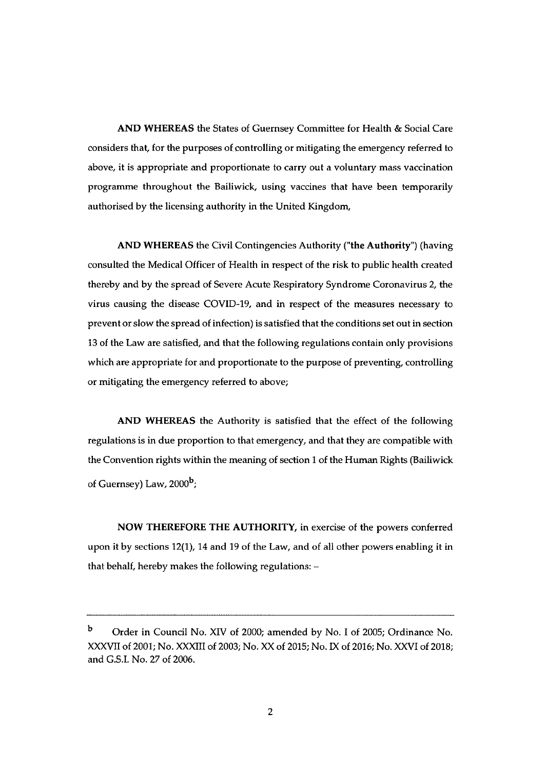**AND WHEREAS** the States of Guernsey Committee for Health & Social Care considers that, for the purposes of controlling or mitigating the emergency referred to above, it is appropriate and proportionate to carry out a voluntary mass vaccination programme throughout the Bailiwick, using vaccines that have been temporarily authorised by the licensing authority in the United Kingdom,

**AND WHEREAS** the Civil Contingencies Authority (**"the Authority"**) (having consulted the Medical Officer of Health in respect of the risk to public health created thereby and by the spread of Severe Acute Respiratory Syndrome Coronavirus 2, the virus causing the disease COVID-19, and in respect of the measures necessary to prevent or slow the spread of infection) is satisfied that the conditions set out in section 13 of the Law are satisfied, and that the following regulations contain only provisions which are appropriate for and proportionate to the purpose of preventing, controlling or mitigating the emergency referred to above;

**AND WHEREAS** the Authority is satisfied that the effect of the following regulations is in due proportion to that emergency, and that they are compatible with the Convention rights within the meaning of section 1 of the Human Rights (Bailiwick of Guernsey) Law, 2000[b];

**NOW THEREFORE THE AUTHORITY,** in exercise of the powers conferred upon it by sections 12(1), 14 and 19 of the Law, and of all other powers enabling it in that behalf, hereby makes the following regulations: –

---

[b] Order in Council No. XIV of 2000; amended by No. I of 2005; Ordinance No. XXXVII of 2001; No. XXXIII of 2003; No. XX of 2015; No. IX of 2016; No. XXVI of 2018; and G.S.I. No. 27 of 2006.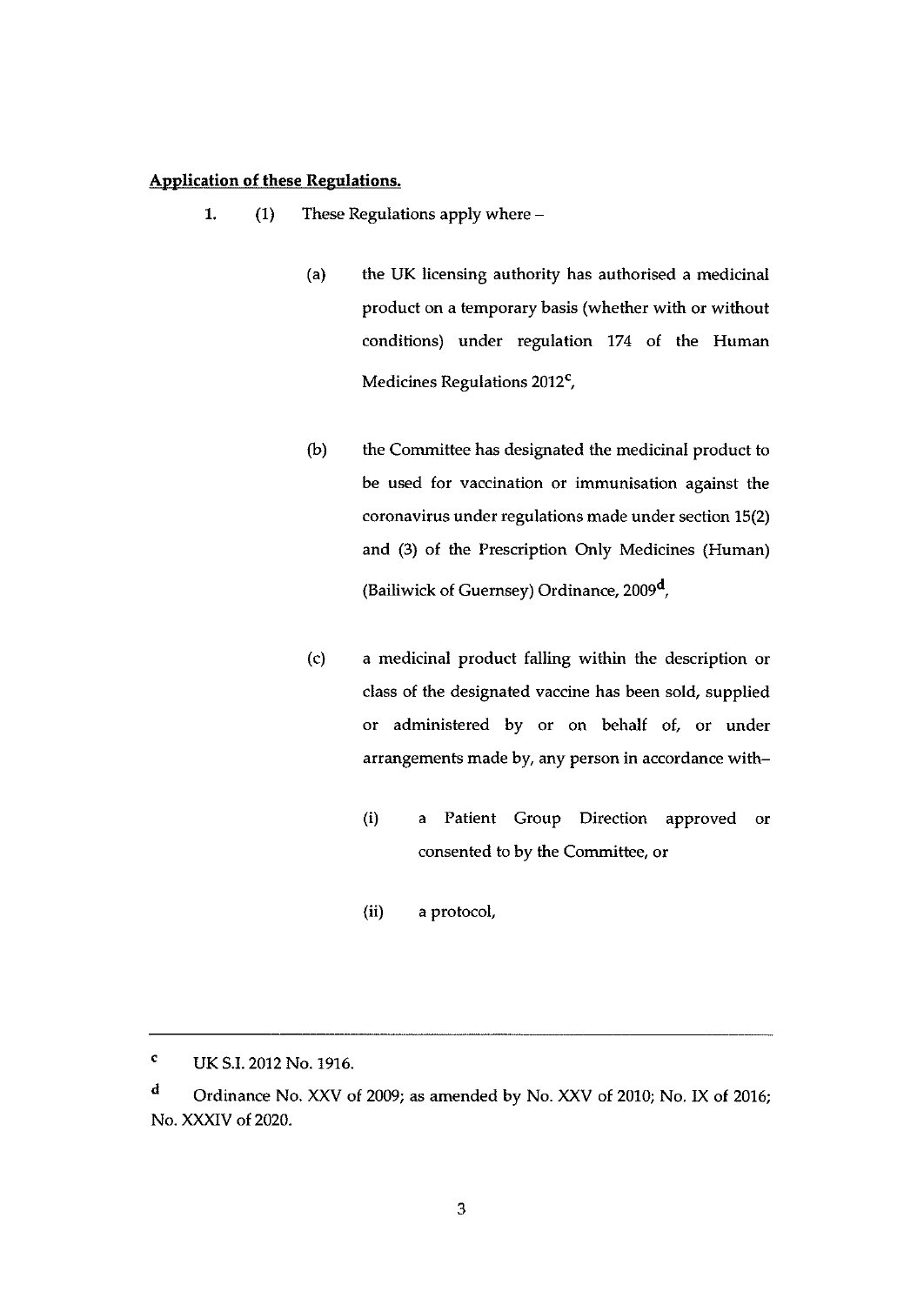**Application of these Regulations.**

1. (1) These Regulations apply where –

   (a) the UK licensing authority has authorised a medicinal product on a temporary basis (whether with or without conditions) under regulation 174 of the Human Medicines Regulations 2012[c],

   (b) the Committee has designated the medicinal product to be used for vaccination or immunisation against the coronavirus under regulations made under section 15(2) and (3) of the Prescription Only Medicines (Human) (Bailiwick of Guernsey) Ordinance, 2009[d],

   (c) a medicinal product falling within the description or class of the designated vaccine has been sold, supplied or administered by or on behalf of, or under arrangements made by, any person in accordance with–

      (i) a Patient Group Direction approved or consented to by the Committee, or

      (ii) a protocol,

---

[c] UK S.I. 2012 No. 1916.

[d] Ordinance No. XXV of 2009; as amended by No. XXV of 2010; No. IX of 2016; No. XXXIV of 2020.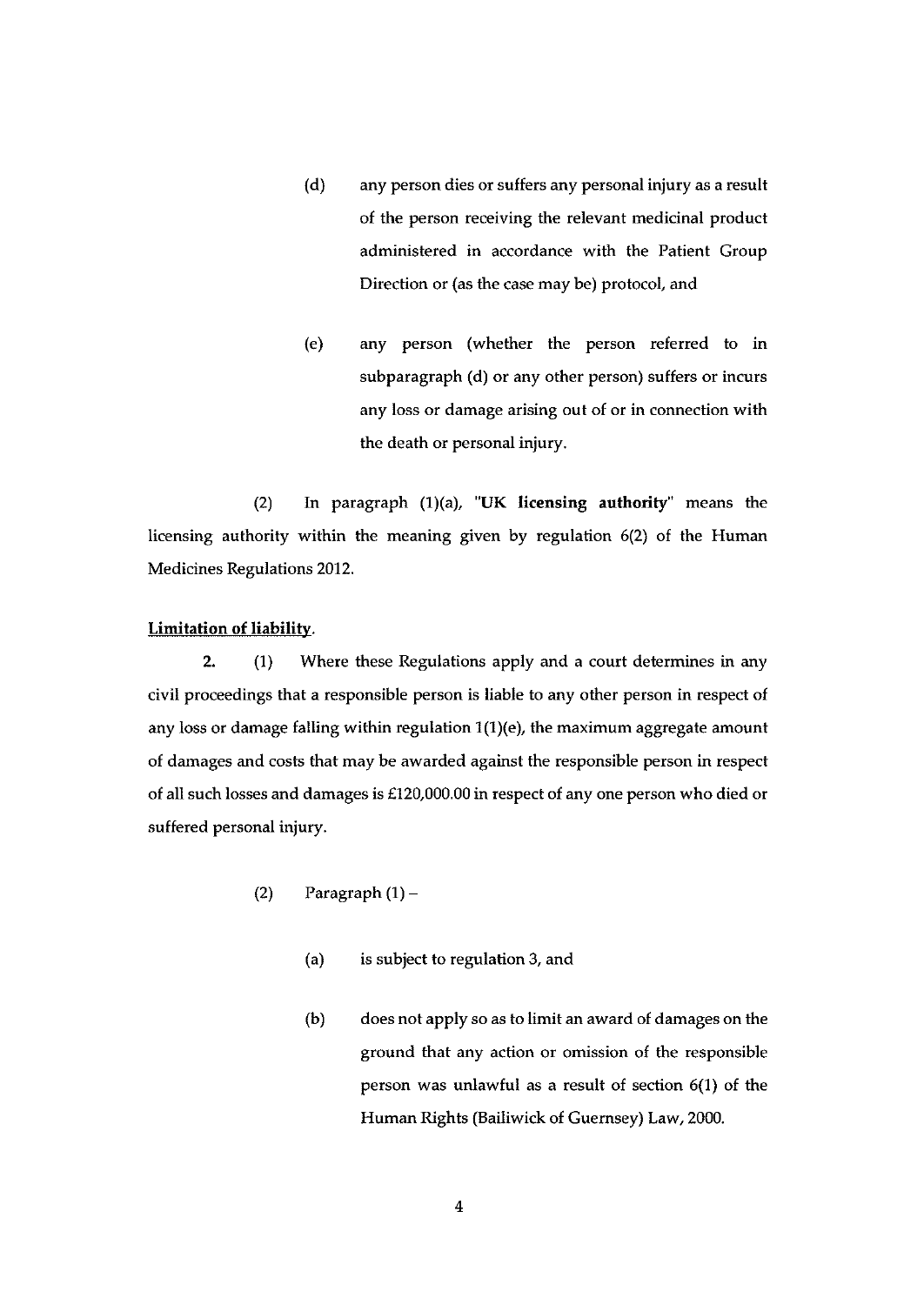(d) any person dies or suffers any personal injury as a result of the person receiving the relevant medicinal product administered in accordance with the Patient Group Direction or (as the case may be) protocol, and

(e) any person (whether the person referred to in subparagraph (d) or any other person) suffers or incurs any loss or damage arising out of or in connection with the death or personal injury.

(2) In paragraph (1)(a), **"UK licensing authority"** means the licensing authority within the meaning given by regulation 6(2) of the Human Medicines Regulations 2012.

**Limitation of liability.**

**2.** (1) Where these Regulations apply and a court determines in any civil proceedings that a responsible person is liable to any other person in respect of any loss or damage falling within regulation 1(1)(e), the maximum aggregate amount of damages and costs that may be awarded against the responsible person in respect of all such losses and damages is £120,000.00 in respect of any one person who died or suffered personal injury.

(2) Paragraph (1) –

(a) is subject to regulation 3, and

(b) does not apply so as to limit an award of damages on the ground that any action or omission of the responsible person was unlawful as a result of section 6(1) of the Human Rights (Bailiwick of Guernsey) Law, 2000.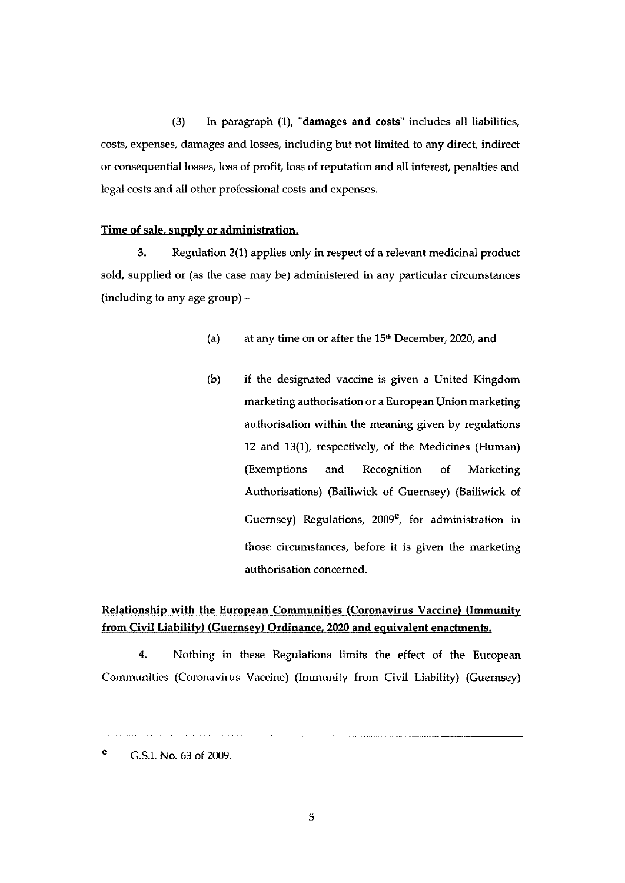(3) In paragraph (1), "**damages and costs**" includes all liabilities, costs, expenses, damages and losses, including but not limited to any direct, indirect or consequential losses, loss of profit, loss of reputation and all interest, penalties and legal costs and all other professional costs and expenses.

**Time of sale, supply or administration.**

**3.** Regulation 2(1) applies only in respect of a relevant medicinal product sold, supplied or (as the case may be) administered in any particular circumstances (including to any age group) –

(a) at any time on or after the 15th December, 2020, and

(b) if the designated vaccine is given a United Kingdom marketing authorisation or a European Union marketing authorisation within the meaning given by regulations 12 and 13(1), respectively, of the Medicines (Human) (Exemptions and Recognition of Marketing Authorisations) (Bailiwick of Guernsey) (Bailiwick of Guernsey) Regulations, 2009[e], for administration in those circumstances, before it is given the marketing authorisation concerned.

**Relationship with the European Communities (Coronavirus Vaccine) (Immunity from Civil Liability) (Guernsey) Ordinance, 2020 and equivalent enactments.**

**4.** Nothing in these Regulations limits the effect of the European Communities (Coronavirus Vaccine) (Immunity from Civil Liability) (Guernsey)

---

[e] G.S.I. No. 63 of 2009.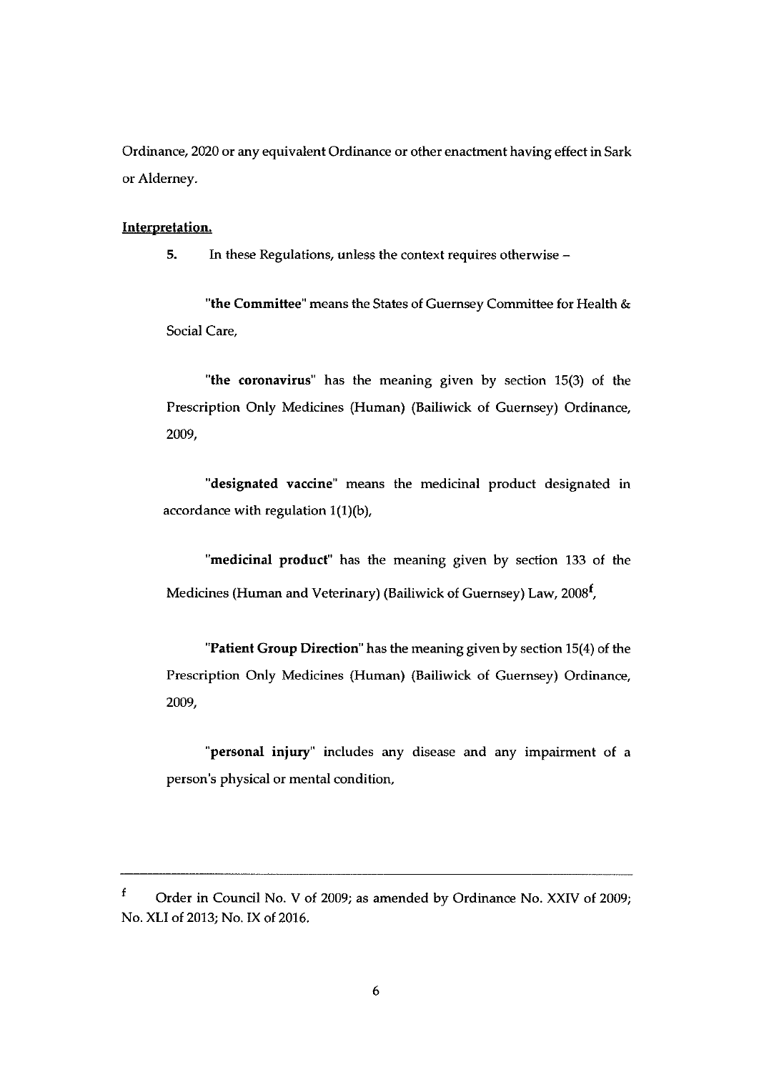Ordinance, 2020 or any equivalent Ordinance or other enactment having effect in Sark or Alderney.

**Interpretation.**

**5.** In these Regulations, unless the context requires otherwise –

"**the Committee**" means the States of Guernsey Committee for Health & Social Care,

"**the coronavirus**" has the meaning given by section 15(3) of the Prescription Only Medicines (Human) (Bailiwick of Guernsey) Ordinance, 2009,

"**designated vaccine**" means the medicinal product designated in accordance with regulation 1(1)(b),

"**medicinal product**" has the meaning given by section 133 of the Medicines (Human and Veterinary) (Bailiwick of Guernsey) Law, 2008[f],

"**Patient Group Direction**" has the meaning given by section 15(4) of the Prescription Only Medicines (Human) (Bailiwick of Guernsey) Ordinance, 2009,

"**personal injury**" includes any disease and any impairment of a person's physical or mental condition,

---

[f] Order in Council No. V of 2009; as amended by Ordinance No. XXIV of 2009; No. XLI of 2013; No. IX of 2016.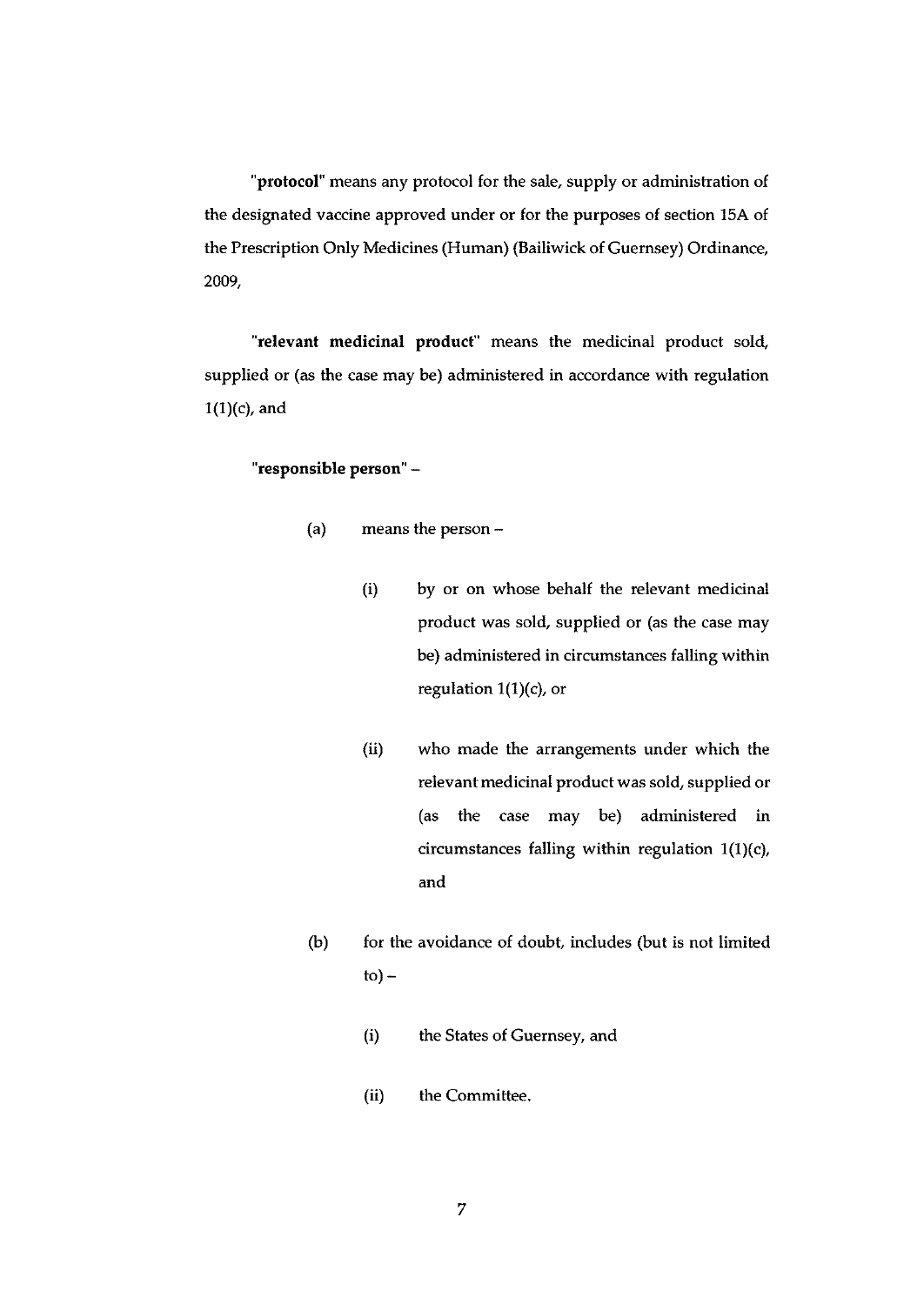"**protocol**" means any protocol for the sale, supply or administration of the designated vaccine approved under or for the purposes of section 15A of the Prescription Only Medicines (Human) (Bailiwick of Guernsey) Ordinance, 2009,

"**relevant medicinal product**" means the medicinal product sold, supplied or (as the case may be) administered in accordance with regulation 1(1)(c), and

"**responsible person**" –

(a) means the person –

(i) by or on whose behalf the relevant medicinal product was sold, supplied or (as the case may be) administered in circumstances falling within regulation 1(1)(c), or

(ii) who made the arrangements under which the relevant medicinal product was sold, supplied or (as the case may be) administered in circumstances falling within regulation 1(1)(c), and

(b) for the avoidance of doubt, includes (but is not limited to) –

(i) the States of Guernsey, and

(ii) the Committee.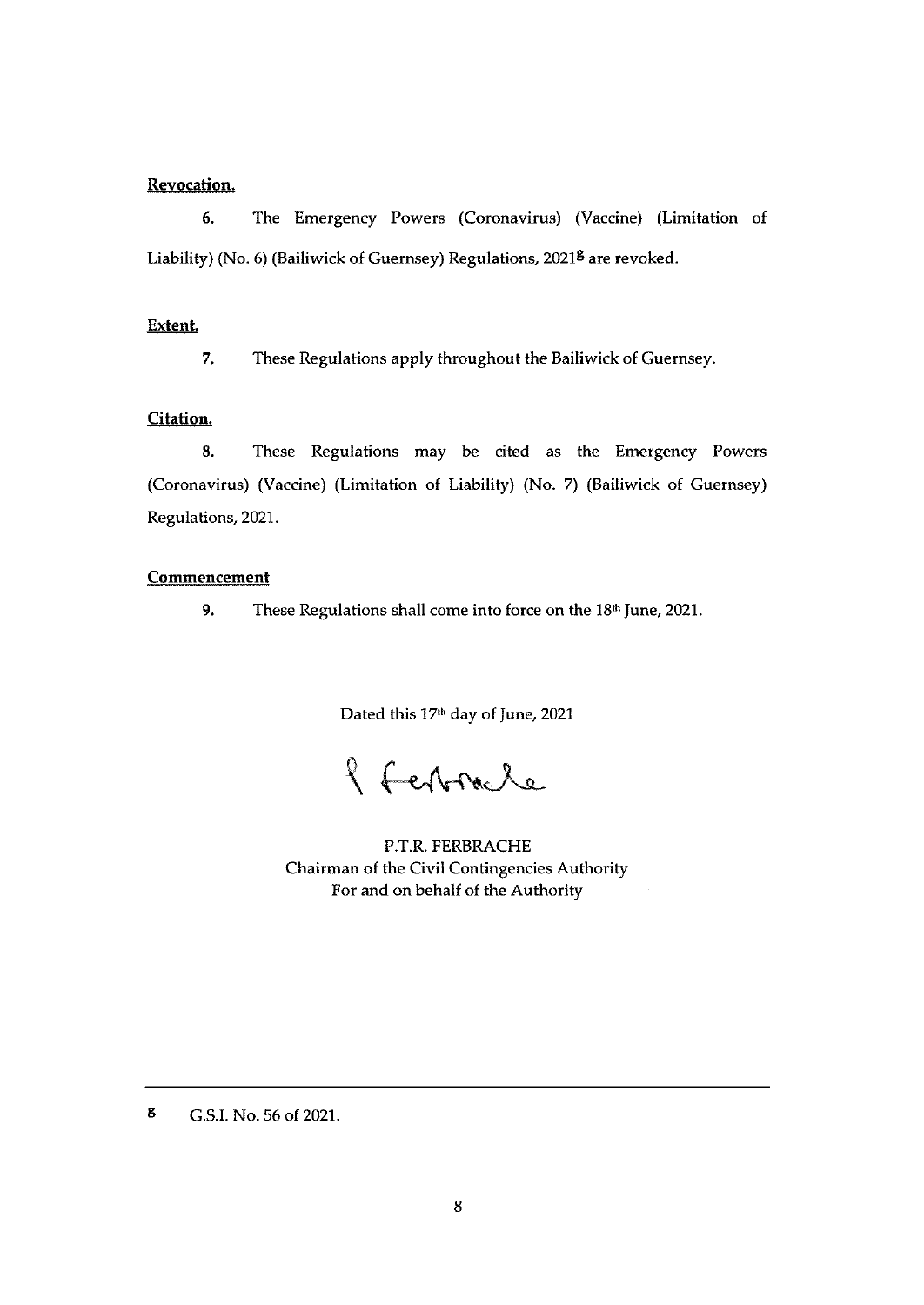**Revocation.**

**6.** The Emergency Powers (Coronavirus) (Vaccine) (Limitation of Liability) (No. 6) (Bailiwick of Guernsey) Regulations, 2021[g] are revoked.

**Extent.**

**7.** These Regulations apply throughout the Bailiwick of Guernsey.

**Citation.**

**8.** These Regulations may be cited as the Emergency Powers (Coronavirus) (Vaccine) (Limitation of Liability) (No. 7) (Bailiwick of Guernsey) Regulations, 2021.

**Commencement**

**9.** These Regulations shall come into force on the 18th June, 2021.

Dated this 17th day of June, 2021

P.T.R. FERBRACHE
Chairman of the Civil Contingencies Authority
For and on behalf of the Authority

---

[g] G.S.I. No. 56 of 2021.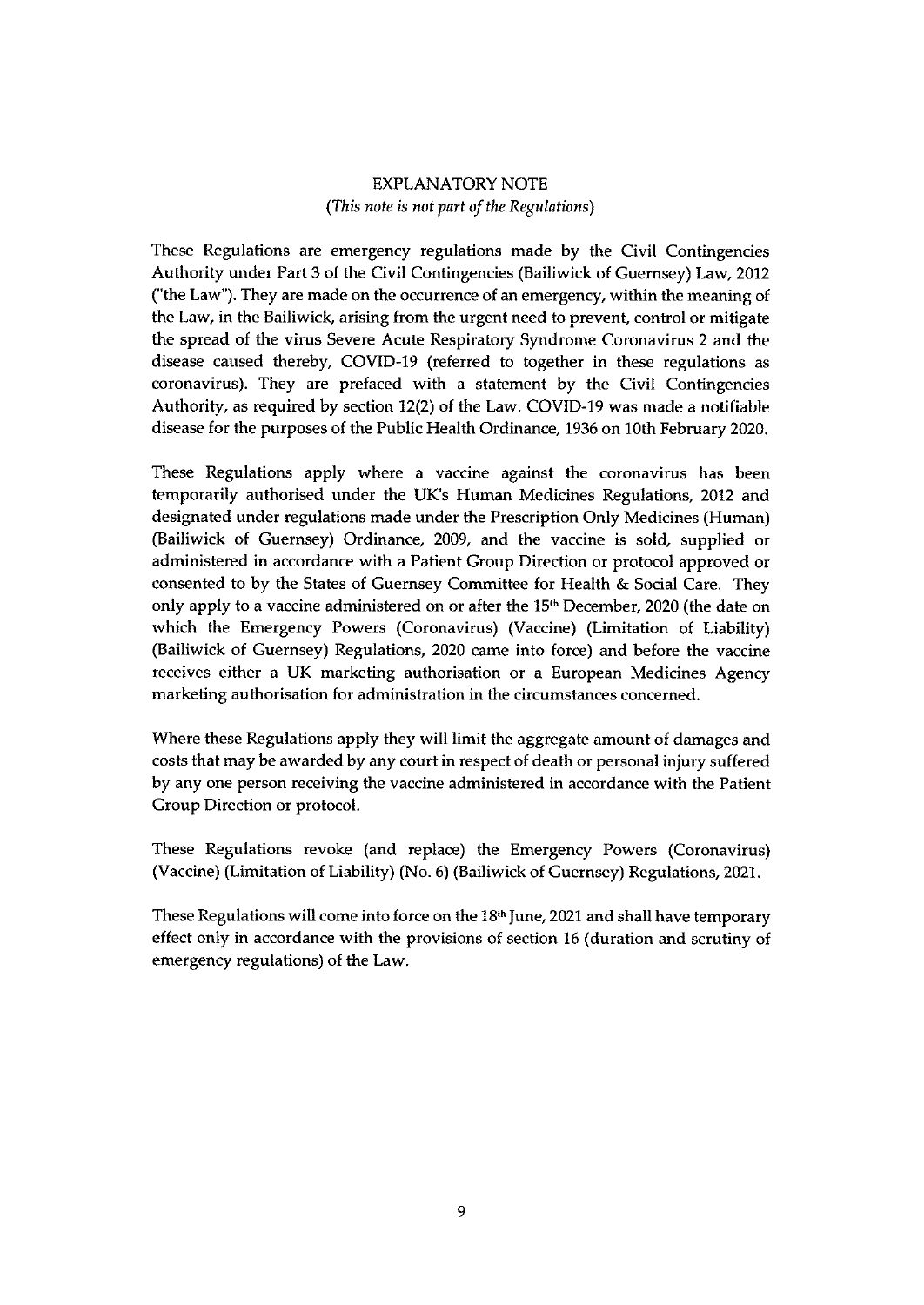## EXPLANATORY NOTE

*(This note is not part of the Regulations)*

These Regulations are emergency regulations made by the Civil Contingencies Authority under Part 3 of the Civil Contingencies (Bailiwick of Guernsey) Law, 2012 ("the Law"). They are made on the occurrence of an emergency, within the meaning of the Law, in the Bailiwick, arising from the urgent need to prevent, control or mitigate the spread of the virus Severe Acute Respiratory Syndrome Coronavirus 2 and the disease caused thereby, COVID-19 (referred to together in these regulations as coronavirus). They are prefaced with a statement by the Civil Contingencies Authority, as required by section 12(2) of the Law. COVID-19 was made a notifiable disease for the purposes of the Public Health Ordinance, 1936 on 10th February 2020.

These Regulations apply where a vaccine against the coronavirus has been temporarily authorised under the UK's Human Medicines Regulations, 2012 and designated under regulations made under the Prescription Only Medicines (Human) (Bailiwick of Guernsey) Ordinance, 2009, and the vaccine is sold, supplied or administered in accordance with a Patient Group Direction or protocol approved or consented to by the States of Guernsey Committee for Health & Social Care. They only apply to a vaccine administered on or after the 15th December, 2020 (the date on which the Emergency Powers (Coronavirus) (Vaccine) (Limitation of Liability) (Bailiwick of Guernsey) Regulations, 2020 came into force) and before the vaccine receives either a UK marketing authorisation or a European Medicines Agency marketing authorisation for administration in the circumstances concerned.

Where these Regulations apply they will limit the aggregate amount of damages and costs that may be awarded by any court in respect of death or personal injury suffered by any one person receiving the vaccine administered in accordance with the Patient Group Direction or protocol.

These Regulations revoke (and replace) the Emergency Powers (Coronavirus) (Vaccine) (Limitation of Liability) (No. 6) (Bailiwick of Guernsey) Regulations, 2021.

These Regulations will come into force on the 18th June, 2021 and shall have temporary effect only in accordance with the provisions of section 16 (duration and scrutiny of emergency regulations) of the Law.